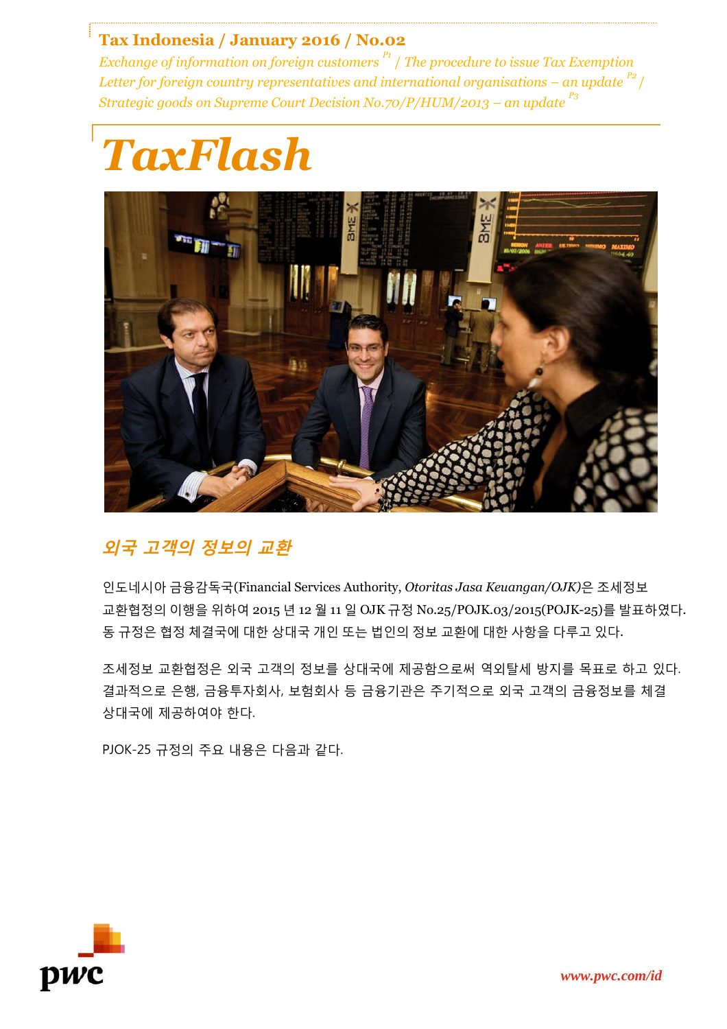**Tax Indonesia / January 2016 / No.02**

*Exchange of information on foreign customers* [P1] / *The procedure to issue Tax Exemption Letter for foreign country representatives and international organisations – an update* [P2] / *Strategic goods on Supreme Court Decision No.70/P/HUM/2013 – an update* [P3]

# *TaxFlash*

## *외국 고객의 정보의 교환*

인도네시아 금융감독국(Financial Services Authority, *Otoritas Jasa Keuangan/OJK)*은 조세정보 교환협정의 이행을 위하여 2015 년 12 월 11 일 OJK 규정 No.25/POJK.03/2015(POJK-25)를 발표하였다. 동 규정은 협정 체결국에 대한 상대국 개인 또는 법인의 정보 교환에 대한 사항을 다루고 있다.

조세정보 교환협정은 외국 고객의 정보를 상대국에 제공함으로써 역외탈세 방지를 목표로 하고 있다. 결과적으로 은행, 금융투자회사, 보험회사 등 금융기관은 주기적으로 외국 고객의 금융정보를 체결 상대국에 제공하여야 한다.

PJOK-25 규정의 주요 내용은 다음과 같다.

www.pwc.com/id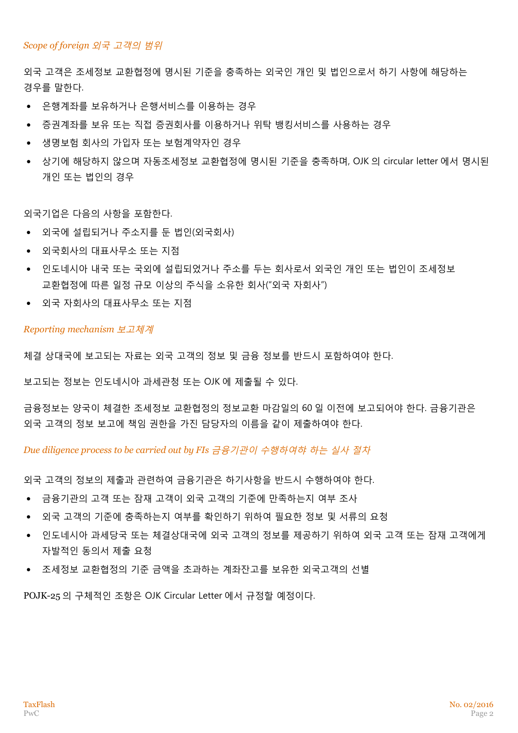*Scope of foreign 외국 고객의 범위*

외국 고객은 조세정보 교환협정에 명시된 기준을 충족하는 외국인 개인 및 법인으로서 하기 사항에 해당하는 경우를 말한다.

- 은행계좌를 보유하거나 은행서비스를 이용하는 경우
- 증권계좌를 보유 또는 직접 증권회사를 이용하거나 위탁 뱅킹서비스를 사용하는 경우
- 생명보험 회사의 가입자 또는 보험계약자인 경우
- 상기에 해당하지 않으며 자동조세정보 교환협정에 명시된 기준을 충족하며, OJK 의 circular letter 에서 명시된 개인 또는 법인의 경우

외국기업은 다음의 사항을 포함한다.

- 외국에 설립되거나 주소지를 둔 법인(외국회사)
- 외국회사의 대표사무소 또는 지점
- 인도네시아 내국 또는 국외에 설립되었거나 주소를 두는 회사로서 외국인 개인 또는 법인이 조세정보 교환협정에 따른 일정 규모 이상의 주식을 소유한 회사("외국 자회사")
- 외국 자회사의 대표사무소 또는 지점

*Reporting mechanism 보고체계*

체결 상대국에 보고되는 자료는 외국 고객의 정보 및 금융 정보를 반드시 포함하여야 한다.

보고되는 정보는 인도네시아 과세관청 또는 OJK 에 제출될 수 있다.

금융정보는 양국이 체결한 조세정보 교환협정의 정보교환 마감일의 60 일 이전에 보고되어야 한다. 금융기관은 외국 고객의 정보 보고에 책임 권한을 가진 담당자의 이름을 같이 제출하여야 한다.

*Due diligence process to be carried out by FIs 금융기관이 수행하여야 하는 실사 절차*

외국 고객의 정보의 제출과 관련하여 금융기관은 하기사항을 반드시 수행하여야 한다.

- 금융기관의 고객 또는 잠재 고객이 외국 고객의 기준에 만족하는지 여부 조사
- 외국 고객의 기준에 충족하는지 여부를 확인하기 위하여 필요한 정보 및 서류의 요청
- 인도네시아 과세당국 또는 체결상대국에 외국 고객의 정보를 제공하기 위하여 외국 고객 또는 잠재 고객에게 자발적인 동의서 제출 요청
- 조세정보 교환협정의 기준 금액을 초과하는 계좌잔고를 보유한 외국고객의 선별

POJK-25 의 구체적인 조항은 OJK Circular Letter 에서 규정할 예정이다.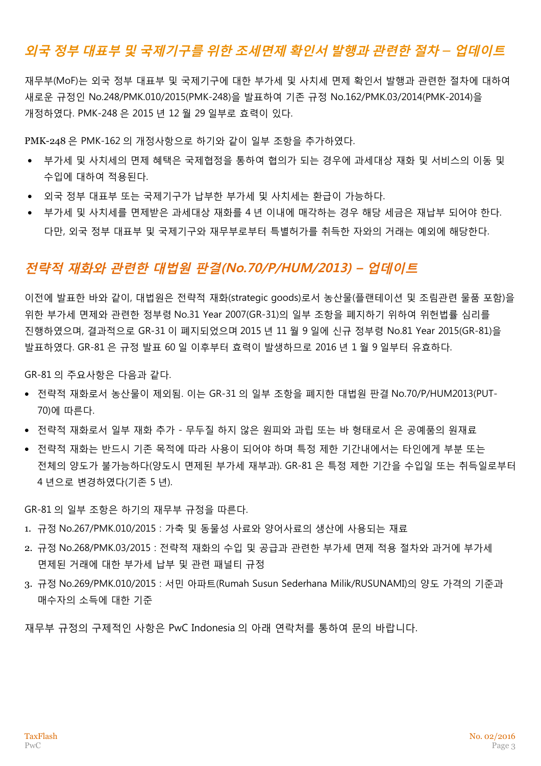## 외국 정부 대표부 및 국제기구를 위한 조세면제 확인서 발행과 관련한 절차 – 업데이트

재무부(MoF)는 외국 정부 대표부 및 국제기구에 대한 부가세 및 사치세 면제 확인서 발행과 관련한 절차에 대하여 새로운 규정인 No.248/PMK.010/2015(PMK-248)을 발표하여 기존 규정 No.162/PMK.03/2014(PMK-2014)을 개정하였다. PMK-248 은 2015 년 12 월 29 일부로 효력이 있다.

PMK-248 은 PMK-162 의 개정사항으로 하기와 같이 일부 조항을 추가하였다.

- 부가세 및 사치세의 면제 혜택은 국제협정을 통하여 협의가 되는 경우에 과세대상 재화 및 서비스의 이동 및 수입에 대하여 적용된다.
- 외국 정부 대표부 또는 국제기구가 납부한 부가세 및 사치세는 환급이 가능하다.
- 부가세 및 사치세를 면제받은 과세대상 재화를 4 년 이내에 매각하는 경우 해당 세금은 재납부 되어야 한다. 다만, 외국 정부 대표부 및 국제기구와 재무부로부터 특별허가를 취득한 자와의 거래는 예외에 해당한다.

## 전략적 재화와 관련한 대법원 판결(No.70/P/HUM/2013) – 업데이트

이전에 발표한 바와 같이, 대법원은 전략적 재화(strategic goods)로서 농산물(플랜테이션 및 조림관련 물품 포함)을 위한 부가세 면제와 관련한 정부령 No.31 Year 2007(GR-31)의 일부 조항을 폐지하기 위하여 위헌법률 심리를 진행하였으며, 결과적으로 GR-31 이 폐지되었으며 2015 년 11 월 9 일에 신규 정부령 No.81 Year 2015(GR-81)을 발표하였다. GR-81 은 규정 발표 60 일 이후부터 효력이 발생하므로 2016 년 1 월 9 일부터 유효하다.

GR-81 의 주요사항은 다음과 같다.

- 전략적 재화로서 농산물이 제외됨. 이는 GR-31 의 일부 조항을 폐지한 대법원 판결 No.70/P/HUM2013(PUT-70)에 따른다.
- 전략적 재화로서 일부 재화 추가 - 무두질 하지 않은 원피와 과립 또는 바 형태로서 은 공예품의 원재료
- 전략적 재화는 반드시 기존 목적에 따라 사용이 되어야 하며 특정 제한 기간내에서는 타인에게 부분 또는 전체의 양도가 불가능하다(양도시 면제된 부가세 재부과). GR-81 은 특정 제한 기간을 수입일 또는 취득일로부터 4 년으로 변경하였다(기존 5 년).

GR-81 의 일부 조항은 하기의 재무부 규정을 따른다.

1. 규정 No.267/PMK.010/2015 : 가축 및 동물성 사료와 양어사료의 생산에 사용되는 재료
2. 규정 No.268/PMK.03/2015 : 전략적 재화의 수입 및 공급과 관련한 부가세 면제 적용 절차와 과거에 부가세 면제된 거래에 대한 부가세 납부 및 관련 패널티 규정
3. 규정 No.269/PMK.010/2015 : 서민 아파트(Rumah Susun Sederhana Milik/RUSUNAMI)의 양도 가격의 기준과 매수자의 소득에 대한 기준

재무부 규정의 구제적인 사항은 PwC Indonesia 의 아래 연락처를 통하여 문의 바랍니다.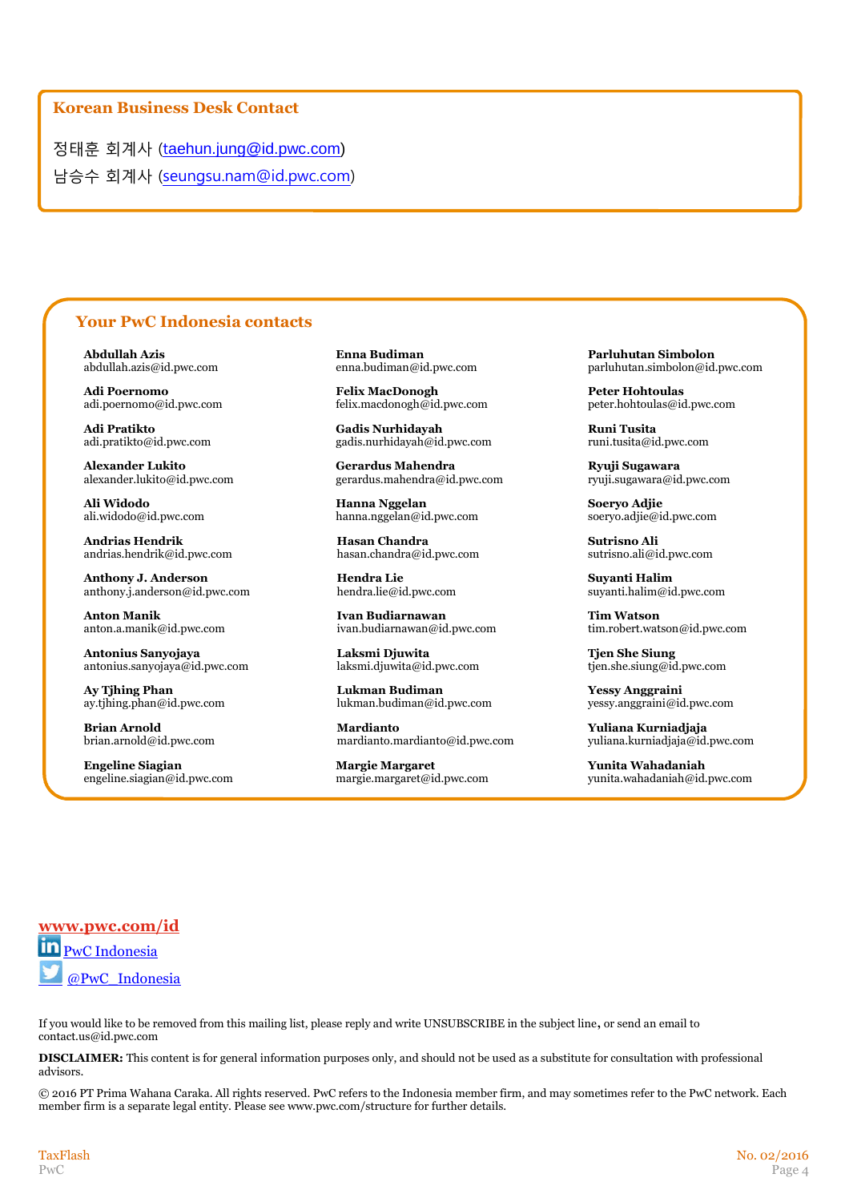## Korean Business Desk Contact

정태훈 회계사 (taehun.jung@id.pwc.com)
남승수 회계사 (seungsu.nam@id.pwc.com)

## Your PwC Indonesia contacts

**Abdullah Azis**
abdullah.azis@id.pwc.com

**Adi Poernomo**
adi.poernomo@id.pwc.com

**Adi Pratikto**
adi.pratikto@id.pwc.com

**Alexander Lukito**
alexander.lukito@id.pwc.com

**Ali Widodo**
ali.widodo@id.pwc.com

**Andrias Hendrik**
andrias.hendrik@id.pwc.com

**Anthony J. Anderson**
anthony.j.anderson@id.pwc.com

**Anton Manik**
anton.a.manik@id.pwc.com

**Antonius Sanyojaya**
antonius.sanyojaya@id.pwc.com

**Ay Tjhing Phan**
ay.tjhing.phan@id.pwc.com

**Brian Arnold**
brian.arnold@id.pwc.com

**Engeline Siagian**
engeline.siagian@id.pwc.com

**Enna Budiman**
enna.budiman@id.pwc.com

**Felix MacDonogh**
felix.macdonogh@id.pwc.com

**Gadis Nurhidayah**
gadis.nurhidayah@id.pwc.com

**Gerardus Mahendra**
gerardus.mahendra@id.pwc.com

**Hanna Nggelan**
hanna.nggelan@id.pwc.com

**Hasan Chandra**
hasan.chandra@id.pwc.com

**Hendra Lie**
hendra.lie@id.pwc.com

**Ivan Budiarnawan**
ivan.budiarnawan@id.pwc.com

**Laksmi Djuwita**
laksmi.djuwita@id.pwc.com

**Lukman Budiman**
lukman.budiman@id.pwc.com

**Mardianto**
mardianto.mardianto@id.pwc.com

**Margie Margaret**
margie.margaret@id.pwc.com

**Parluhutan Simbolon**
parluhutan.simbolon@id.pwc.com

**Peter Hohtoulas**
peter.hohtoulas@id.pwc.com

**Runi Tusita**
runi.tusita@id.pwc.com

**Ryuji Sugawara**
ryuji.sugawara@id.pwc.com

**Soeryo Adjie**
soeryo.adjie@id.pwc.com

**Sutrisno Ali**
sutrisno.ali@id.pwc.com

**Suyanti Halim**
suyanti.halim@id.pwc.com

**Tim Watson**
tim.robert.watson@id.pwc.com

**Tjen She Siung**
tjen.she.siung@id.pwc.com

**Yessy Anggraini**
yessy.anggraini@id.pwc.com

**Yuliana Kurniadjaja**
yuliana.kurniadjaja@id.pwc.com

**Yunita Wahadaniah**
yunita.wahadaniah@id.pwc.com

**www.pwc.com/id**

PwC Indonesia

@PwC_Indonesia

If you would like to be removed from this mailing list, please reply and write UNSUBSCRIBE in the subject line, or send an email to contact.us@id.pwc.com

**DISCLAIMER:** This content is for general information purposes only, and should not be used as a substitute for consultation with professional advisors.

© 2016 PT Prima Wahana Caraka. All rights reserved. PwC refers to the Indonesia member firm, and may sometimes refer to the PwC network. Each member firm is a separate legal entity. Please see www.pwc.com/structure for further details.